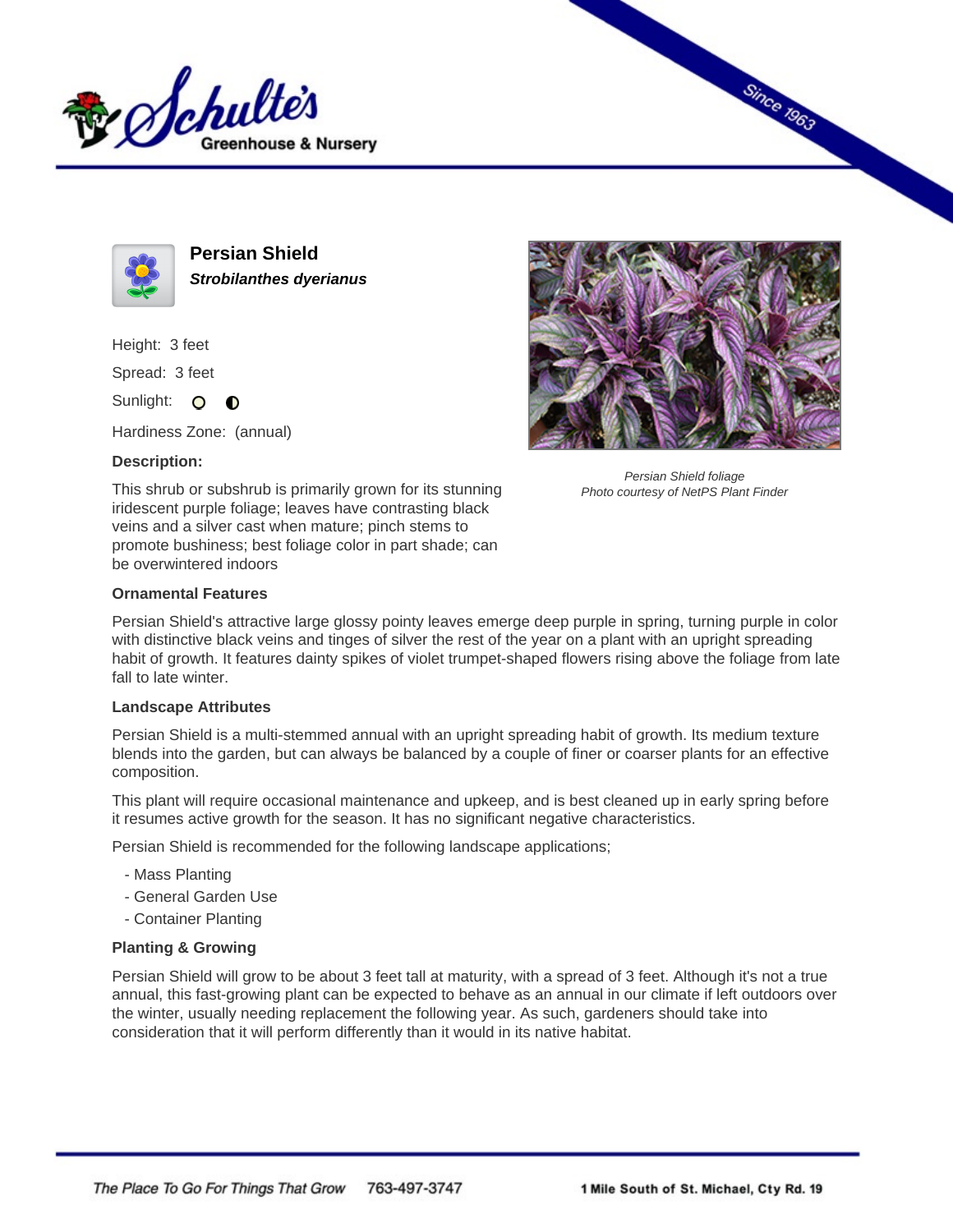Schulte's Greenhouse & Nursery

Since 1963

# Persian Shield

***Strobilanthes dyerianus***

Height: 3 feet

Spread: 3 feet

Sunlight:

Hardiness Zone: (annual)

**Description:**

This shrub or subshrub is primarily grown for its stunning iridescent purple foliage; leaves have contrasting black veins and a silver cast when mature; pinch stems to promote bushiness; best foliage color in part shade; can be overwintered indoors

*Persian Shield foliage*
*Photo courtesy of NetPS Plant Finder*

### Ornamental Features

Persian Shield's attractive large glossy pointy leaves emerge deep purple in spring, turning purple in color with distinctive black veins and tinges of silver the rest of the year on a plant with an upright spreading habit of growth. It features dainty spikes of violet trumpet-shaped flowers rising above the foliage from late fall to late winter.

### Landscape Attributes

Persian Shield is a multi-stemmed annual with an upright spreading habit of growth. Its medium texture blends into the garden, but can always be balanced by a couple of finer or coarser plants for an effective composition.

This plant will require occasional maintenance and upkeep, and is best cleaned up in early spring before it resumes active growth for the season. It has no significant negative characteristics.

Persian Shield is recommended for the following landscape applications;

- Mass Planting
- General Garden Use
- Container Planting

### Planting & Growing

Persian Shield will grow to be about 3 feet tall at maturity, with a spread of 3 feet. Although it's not a true annual, this fast-growing plant can be expected to behave as an annual in our climate if left outdoors over the winter, usually needing replacement the following year. As such, gardeners should take into consideration that it will perform differently than it would in its native habitat.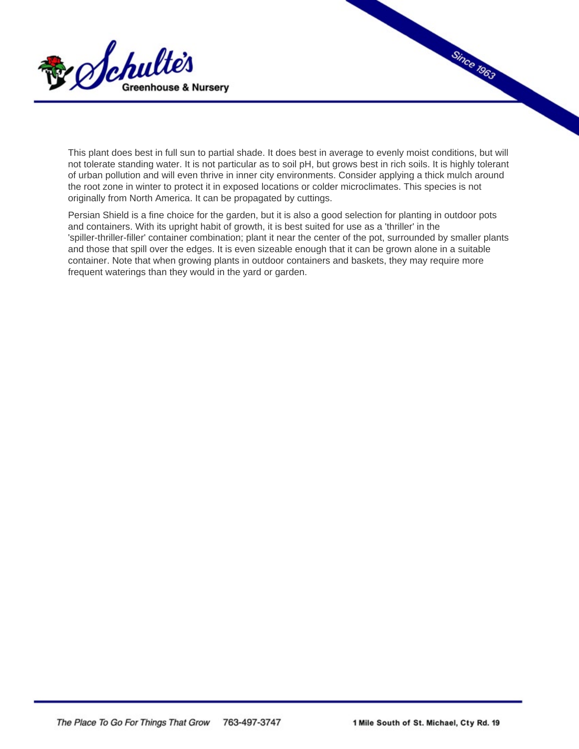This plant does best in full sun to partial shade. It does best in average to evenly moist conditions, but will not tolerate standing water. It is not particular as to soil pH, but grows best in rich soils. It is highly tolerant of urban pollution and will even thrive in inner city environments. Consider applying a thick mulch around the root zone in winter to protect it in exposed locations or colder microclimates. This species is not originally from North America. It can be propagated by cuttings.

Persian Shield is a fine choice for the garden, but it is also a good selection for planting in outdoor pots and containers. With its upright habit of growth, it is best suited for use as a 'thriller' in the 'spiller-thriller-filler' container combination; plant it near the center of the pot, surrounded by smaller plants and those that spill over the edges. It is even sizeable enough that it can be grown alone in a suitable container. Note that when growing plants in outdoor containers and baskets, they may require more frequent waterings than they would in the yard or garden.